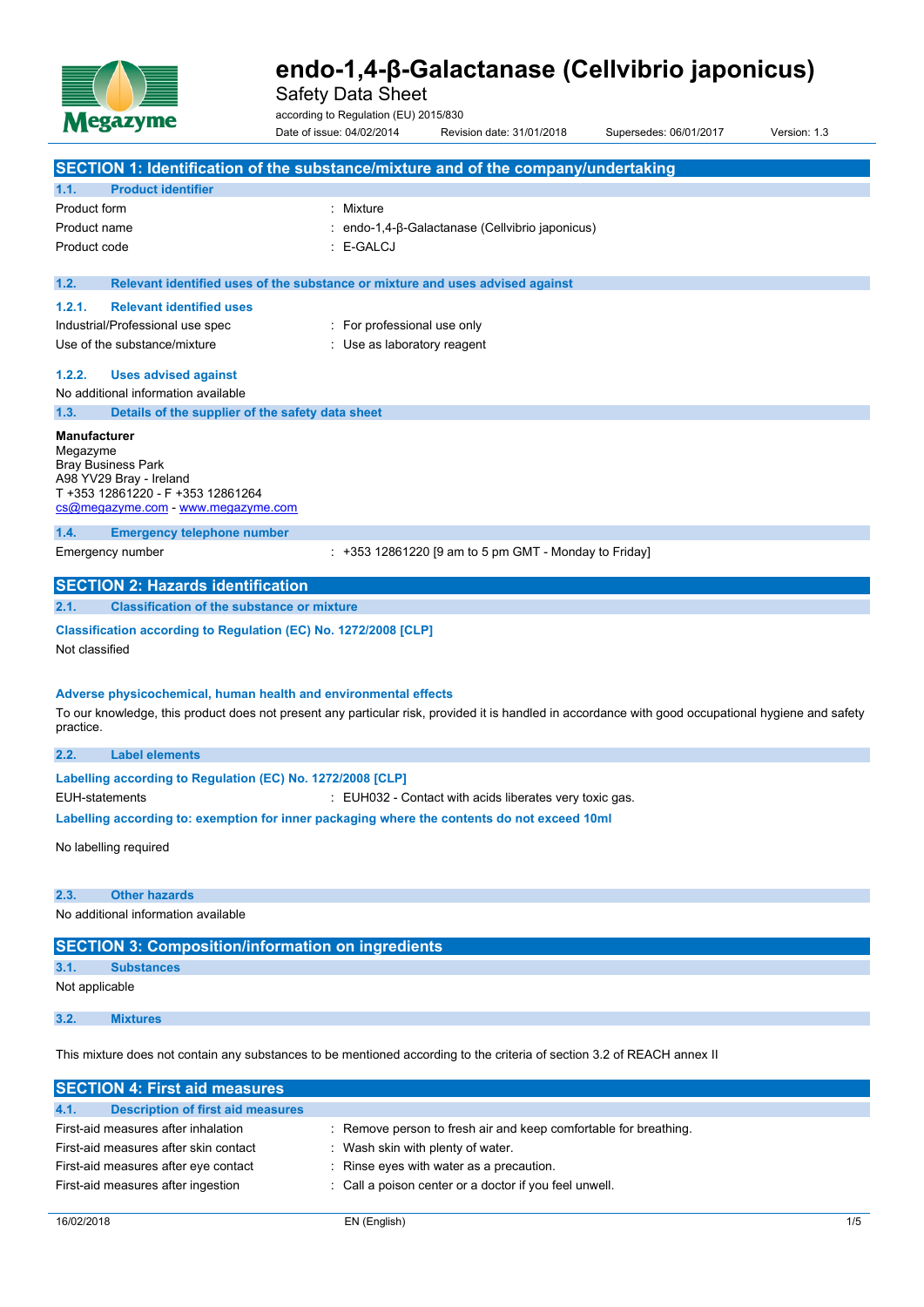# endo-1,4-β-Galactanase (Cellvibrio japonicus)

Safety Data Sheet

according to Regulation (EU) 2015/830

Date of issue: 04/02/2014 Revision date: 31/01/2018 Supersedes: 06/01/2017 Version: 1.3

## SECTION 1: Identification of the substance/mixture and of the company/undertaking

### 1.1. Product identifier

| | |
|---|---|
| Product form | : Mixture |
| Product name | : endo-1,4-β-Galactanase (Cellvibrio japonicus) |
| Product code | : E-GALCJ |

### 1.2. Relevant identified uses of the substance or mixture and uses advised against

#### 1.2.1. Relevant identified uses

| | |
|---|---|
| Industrial/Professional use spec | : For professional use only |
| Use of the substance/mixture | : Use as laboratory reagent |

#### 1.2.2. Uses advised against

No additional information available

### 1.3. Details of the supplier of the safety data sheet

**Manufacturer**
Megazyme
Bray Business Park
A98 YV29 Bray - Ireland
T +353 12861220 - F +353 12861264
cs@megazyme.com - www.megazyme.com

### 1.4. Emergency telephone number

| | |
|---|---|
| Emergency number | : +353 12861220 [9 am to 5 pm GMT - Monday to Friday] |

## SECTION 2: Hazards identification

### 2.1. Classification of the substance or mixture

**Classification according to Regulation (EC) No. 1272/2008 [CLP]**

Not classified

**Adverse physicochemical, human health and environmental effects**

To our knowledge, this product does not present any particular risk, provided it is handled in accordance with good occupational hygiene and safety practice.

### 2.2. Label elements

**Labelling according to Regulation (EC) No. 1272/2008 [CLP]**

| | |
|---|---|
| EUH-statements | : EUH032 - Contact with acids liberates very toxic gas. |

**Labelling according to: exemption for inner packaging where the contents do not exceed 10ml**

No labelling required

### 2.3. Other hazards

No additional information available

## SECTION 3: Composition/information on ingredients

### 3.1. Substances

Not applicable

### 3.2. Mixtures

This mixture does not contain any substances to be mentioned according to the criteria of section 3.2 of REACH annex II

## SECTION 4: First aid measures

### 4.1. Description of first aid measures

| | |
|---|---|
| First-aid measures after inhalation | : Remove person to fresh air and keep comfortable for breathing. |
| First-aid measures after skin contact | : Wash skin with plenty of water. |
| First-aid measures after eye contact | : Rinse eyes with water as a precaution. |
| First-aid measures after ingestion | : Call a poison center or a doctor if you feel unwell. |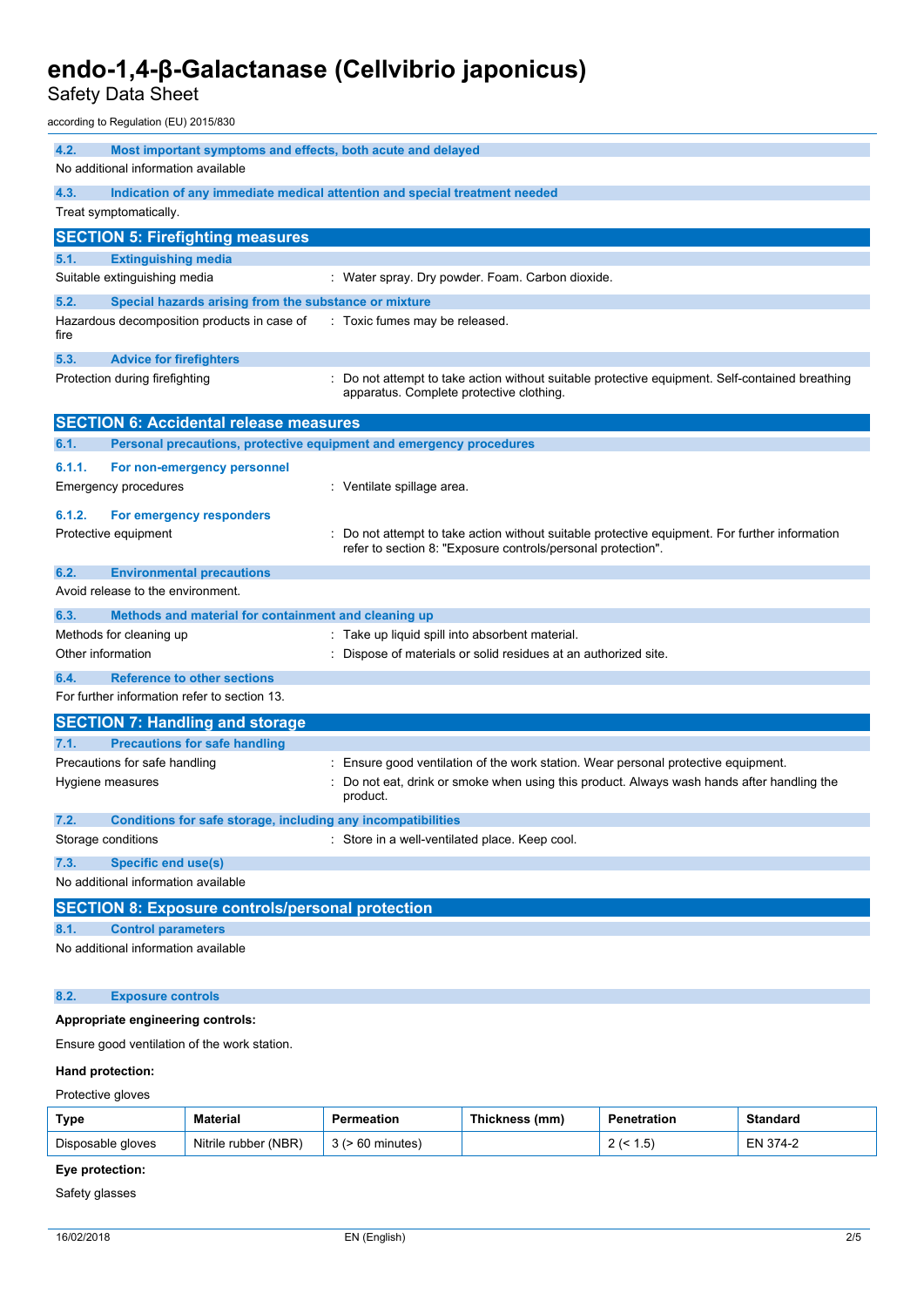### 4.2. Most important symptoms and effects, both acute and delayed

No additional information available

### 4.3. Indication of any immediate medical attention and special treatment needed

Treat symptomatically.

## SECTION 5: Firefighting measures

### 5.1. Extinguishing media

Suitable extinguishing media : Water spray. Dry powder. Foam. Carbon dioxide.

### 5.2. Special hazards arising from the substance or mixture

Hazardous decomposition products in case of fire : Toxic fumes may be released.

### 5.3. Advice for firefighters

Protection during firefighting : Do not attempt to take action without suitable protective equipment. Self-contained breathing apparatus. Complete protective clothing.

## SECTION 6: Accidental release measures

### 6.1. Personal precautions, protective equipment and emergency procedures

#### 6.1.1. For non-emergency personnel

Emergency procedures : Ventilate spillage area.

#### 6.1.2. For emergency responders

Protective equipment : Do not attempt to take action without suitable protective equipment. For further information refer to section 8: "Exposure controls/personal protection".

### 6.2. Environmental precautions

Avoid release to the environment.

### 6.3. Methods and material for containment and cleaning up

Methods for cleaning up : Take up liquid spill into absorbent material.

Other information : Dispose of materials or solid residues at an authorized site.

### 6.4. Reference to other sections

For further information refer to section 13.

## SECTION 7: Handling and storage

### 7.1. Precautions for safe handling

Precautions for safe handling : Ensure good ventilation of the work station. Wear personal protective equipment.

Hygiene measures : Do not eat, drink or smoke when using this product. Always wash hands after handling the product.

### 7.2. Conditions for safe storage, including any incompatibilities

Storage conditions : Store in a well-ventilated place. Keep cool.

### 7.3. Specific end use(s)

No additional information available

## SECTION 8: Exposure controls/personal protection

### 8.1. Control parameters

No additional information available

### 8.2. Exposure controls

**Appropriate engineering controls:**

Ensure good ventilation of the work station.

**Hand protection:**

Protective gloves

| Type | Material | Permeation | Thickness (mm) | Penetration | Standard |
|---|---|---|---|---|---|
| Disposable gloves | Nitrile rubber (NBR) | 3 (> 60 minutes) | | 2 (< 1.5) | EN 374-2 |

**Eye protection:**

Safety glasses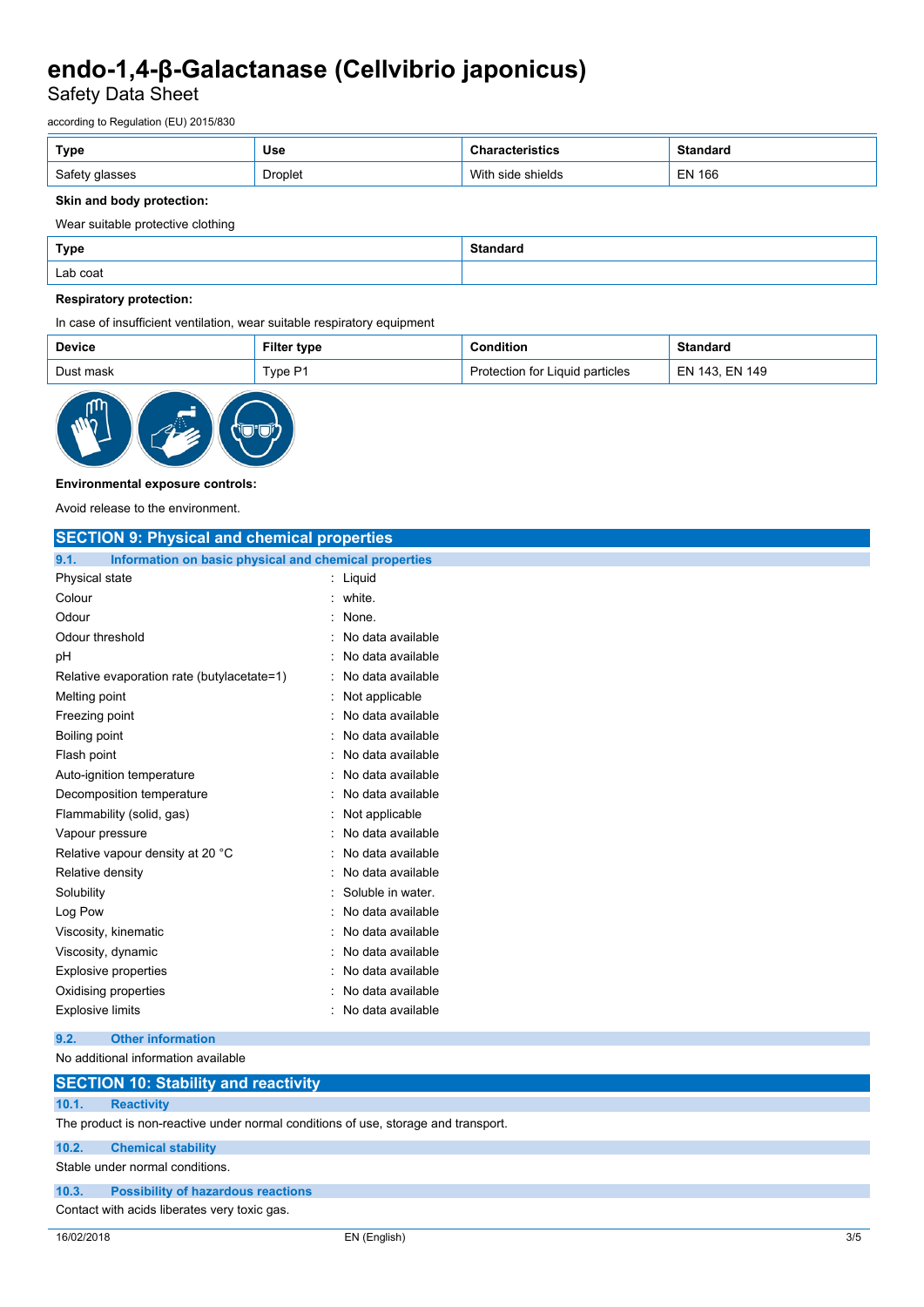| Type | Use | Characteristics | Standard |
|---|---|---|---|
| Safety glasses | Droplet | With side shields | EN 166 |

**Skin and body protection:**

Wear suitable protective clothing

| Type | Standard |
|---|---|
| Lab coat | |

**Respiratory protection:**

In case of insufficient ventilation, wear suitable respiratory equipment

| Device | Filter type | Condition | Standard |
|---|---|---|---|
| Dust mask | Type P1 | Protection for Liquid particles | EN 143, EN 149 |

**Environmental exposure controls:**

Avoid release to the environment.

## SECTION 9: Physical and chemical properties

### 9.1. Information on basic physical and chemical properties

| | |
|---|---|
| Physical state | : Liquid |
| Colour | : white. |
| Odour | : None. |
| Odour threshold | : No data available |
| pH | : No data available |
| Relative evaporation rate (butylacetate=1) | : No data available |
| Melting point | : Not applicable |
| Freezing point | : No data available |
| Boiling point | : No data available |
| Flash point | : No data available |
| Auto-ignition temperature | : No data available |
| Decomposition temperature | : No data available |
| Flammability (solid, gas) | : Not applicable |
| Vapour pressure | : No data available |
| Relative vapour density at 20 °C | : No data available |
| Relative density | : No data available |
| Solubility | : Soluble in water. |
| Log Pow | : No data available |
| Viscosity, kinematic | : No data available |
| Viscosity, dynamic | : No data available |
| Explosive properties | : No data available |
| Oxidising properties | : No data available |
| Explosive limits | : No data available |

### 9.2. Other information

No additional information available

## SECTION 10: Stability and reactivity

### 10.1. Reactivity

The product is non-reactive under normal conditions of use, storage and transport.

### 10.2. Chemical stability

Stable under normal conditions.

### 10.3. Possibility of hazardous reactions

Contact with acids liberates very toxic gas.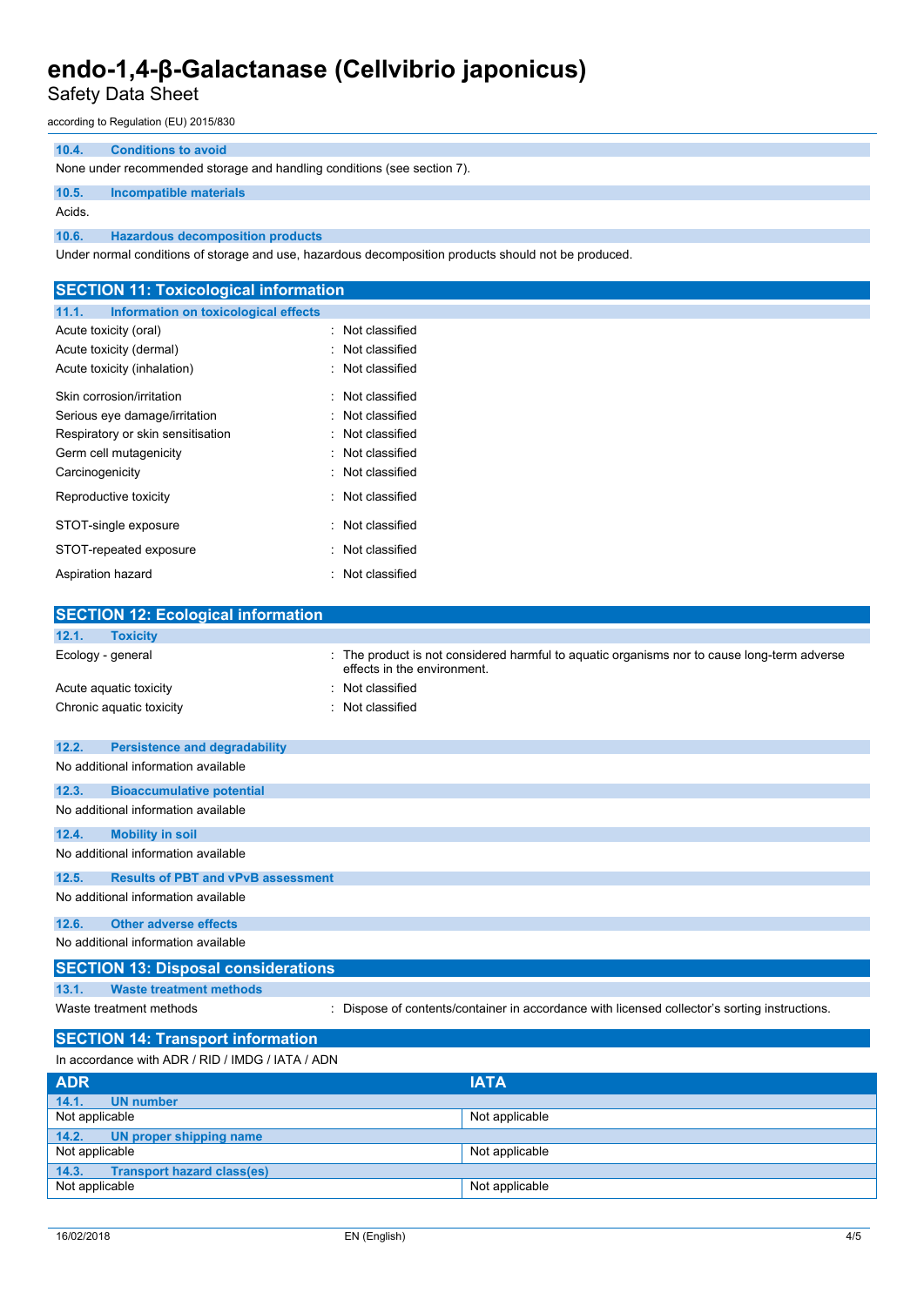### 10.4. Conditions to avoid

None under recommended storage and handling conditions (see section 7).

### 10.5. Incompatible materials

Acids.

### 10.6. Hazardous decomposition products

Under normal conditions of storage and use, hazardous decomposition products should not be produced.

## SECTION 11: Toxicological information

### 11.1. Information on toxicological effects

| | |
|---|---|
| Acute toxicity (oral) | : Not classified |
| Acute toxicity (dermal) | : Not classified |
| Acute toxicity (inhalation) | : Not classified |
| Skin corrosion/irritation | : Not classified |
| Serious eye damage/irritation | : Not classified |
| Respiratory or skin sensitisation | : Not classified |
| Germ cell mutagenicity | : Not classified |
| Carcinogenicity | : Not classified |
| Reproductive toxicity | : Not classified |
| STOT-single exposure | : Not classified |
| STOT-repeated exposure | : Not classified |
| Aspiration hazard | : Not classified |

## SECTION 12: Ecological information

### 12.1. Toxicity

| | |
|---|---|
| Ecology - general | : The product is not considered harmful to aquatic organisms nor to cause long-term adverse effects in the environment. |
| Acute aquatic toxicity | : Not classified |
| Chronic aquatic toxicity | : Not classified |

### 12.2. Persistence and degradability

No additional information available

### 12.3. Bioaccumulative potential

No additional information available

### 12.4. Mobility in soil

No additional information available

### 12.5. Results of PBT and vPvB assessment

No additional information available

### 12.6. Other adverse effects

No additional information available

## SECTION 13: Disposal considerations

### 13.1. Waste treatment methods

| | |
|---|---|
| Waste treatment methods | : Dispose of contents/container in accordance with licensed collector's sorting instructions. |

## SECTION 14: Transport information

In accordance with ADR / RID / IMDG / IATA / ADN

| ADR | IATA |
|---|---|
| **14.1. UN number** | |
| Not applicable | Not applicable |
| **14.2. UN proper shipping name** | |
| Not applicable | Not applicable |
| **14.3. Transport hazard class(es)** | |
| Not applicable | Not applicable |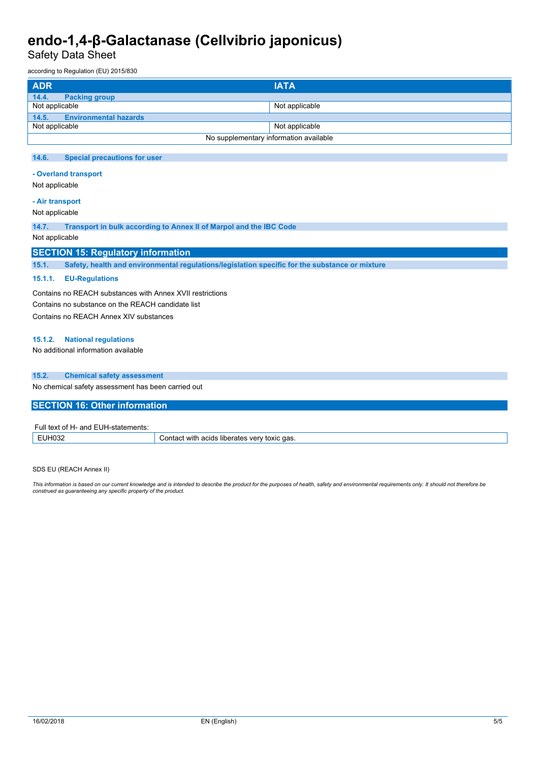| ADR | IATA |
| --- | --- |
| **14.4. Packing group** | |
| Not applicable | Not applicable |
| **14.5. Environmental hazards** | |
| Not applicable | Not applicable |
| No supplementary information available | |

### 14.6. Special precautions for user

**- Overland transport**

Not applicable

**- Air transport**

Not applicable

### 14.7. Transport in bulk according to Annex II of Marpol and the IBC Code

Not applicable

## SECTION 15: Regulatory information

### 15.1. Safety, health and environmental regulations/legislation specific for the substance or mixture

#### 15.1.1. EU-Regulations

Contains no REACH substances with Annex XVII restrictions

Contains no substance on the REACH candidate list

Contains no REACH Annex XIV substances

#### 15.1.2. National regulations

No additional information available

### 15.2. Chemical safety assessment

No chemical safety assessment has been carried out

## SECTION 16: Other information

Full text of H- and EUH-statements:

| | |
| --- | --- |
| EUH032 | Contact with acids liberates very toxic gas. |

SDS EU (REACH Annex II)

*This information is based on our current knowledge and is intended to describe the product for the purposes of health, safety and environmental requirements only. It should not therefore be construed as guaranteeing any specific property of the product.*